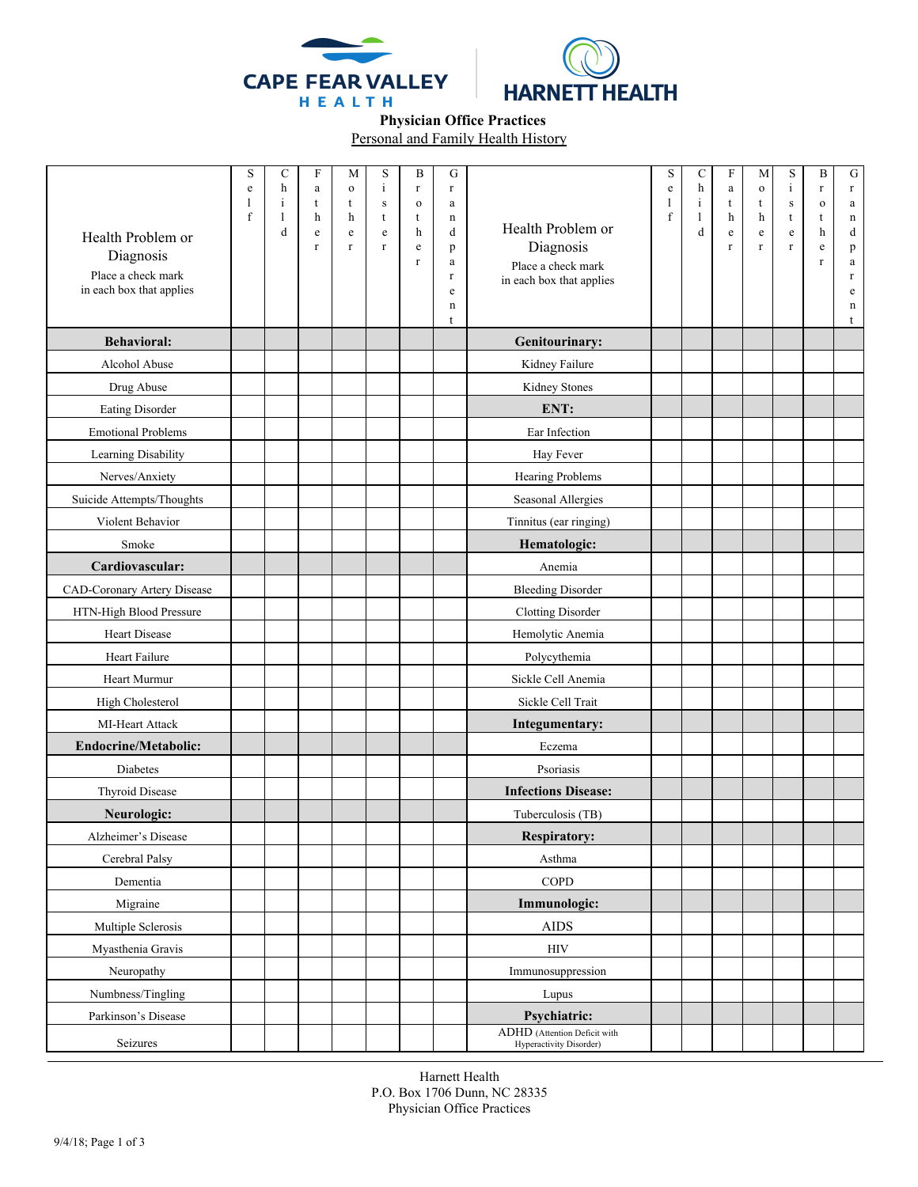Cape Fear Valley Health | Harnett Health

**Physician Office Practices**

Personal and Family Health History

| Health Problem or Diagnosis<br>Place a check mark in each box that applies | Self | Child | Father | Mother | Sister | Brother | Grandparent | Health Problem or Diagnosis<br>Place a check mark in each box that applies | Self | Child | Father | Mother | Sister | Brother | Grandparent |
|---|---|---|---|---|---|---|---|---|---|---|---|---|---|---|---|
| **Behavioral:** | | | | | | | | **Genitourinary:** | | | | | | | |
| Alcohol Abuse | | | | | | | | Kidney Failure | | | | | | | |
| Drug Abuse | | | | | | | | Kidney Stones | | | | | | | |
| Eating Disorder | | | | | | | | **ENT:** | | | | | | | |
| Emotional Problems | | | | | | | | Ear Infection | | | | | | | |
| Learning Disability | | | | | | | | Hay Fever | | | | | | | |
| Nerves/Anxiety | | | | | | | | Hearing Problems | | | | | | | |
| Suicide Attempts/Thoughts | | | | | | | | Seasonal Allergies | | | | | | | |
| Violent Behavior | | | | | | | | Tinnitus (ear ringing) | | | | | | | |
| Smoke | | | | | | | | **Hematologic:** | | | | | | | |
| **Cardiovascular:** | | | | | | | | Anemia | | | | | | | |
| CAD-Coronary Artery Disease | | | | | | | | Bleeding Disorder | | | | | | | |
| HTN-High Blood Pressure | | | | | | | | Clotting Disorder | | | | | | | |
| Heart Disease | | | | | | | | Hemolytic Anemia | | | | | | | |
| Heart Failure | | | | | | | | Polycythemia | | | | | | | |
| Heart Murmur | | | | | | | | Sickle Cell Anemia | | | | | | | |
| High Cholesterol | | | | | | | | Sickle Cell Trait | | | | | | | |
| MI-Heart Attack | | | | | | | | **Integumentary:** | | | | | | | |
| **Endocrine/Metabolic:** | | | | | | | | Eczema | | | | | | | |
| Diabetes | | | | | | | | Psoriasis | | | | | | | |
| Thyroid Disease | | | | | | | | **Infections Disease:** | | | | | | | |
| **Neurologic:** | | | | | | | | Tuberculosis (TB) | | | | | | | |
| Alzheimer's Disease | | | | | | | | **Respiratory:** | | | | | | | |
| Cerebral Palsy | | | | | | | | Asthma | | | | | | | |
| Dementia | | | | | | | | COPD | | | | | | | |
| Migraine | | | | | | | | **Immunologic:** | | | | | | | |
| Multiple Sclerosis | | | | | | | | AIDS | | | | | | | |
| Myasthenia Gravis | | | | | | | | HIV | | | | | | | |
| Neuropathy | | | | | | | | Immunosuppression | | | | | | | |
| Numbness/Tingling | | | | | | | | Lupus | | | | | | | |
| Parkinson's Disease | | | | | | | | **Psychiatric:** | | | | | | | |
| Seizures | | | | | | | | ADHD (Attention Deficit with Hyperactivity Disorder) | | | | | | | |

Harnett Health
P.O. Box 1706 Dunn, NC 28335
Physician Office Practices

9/4/18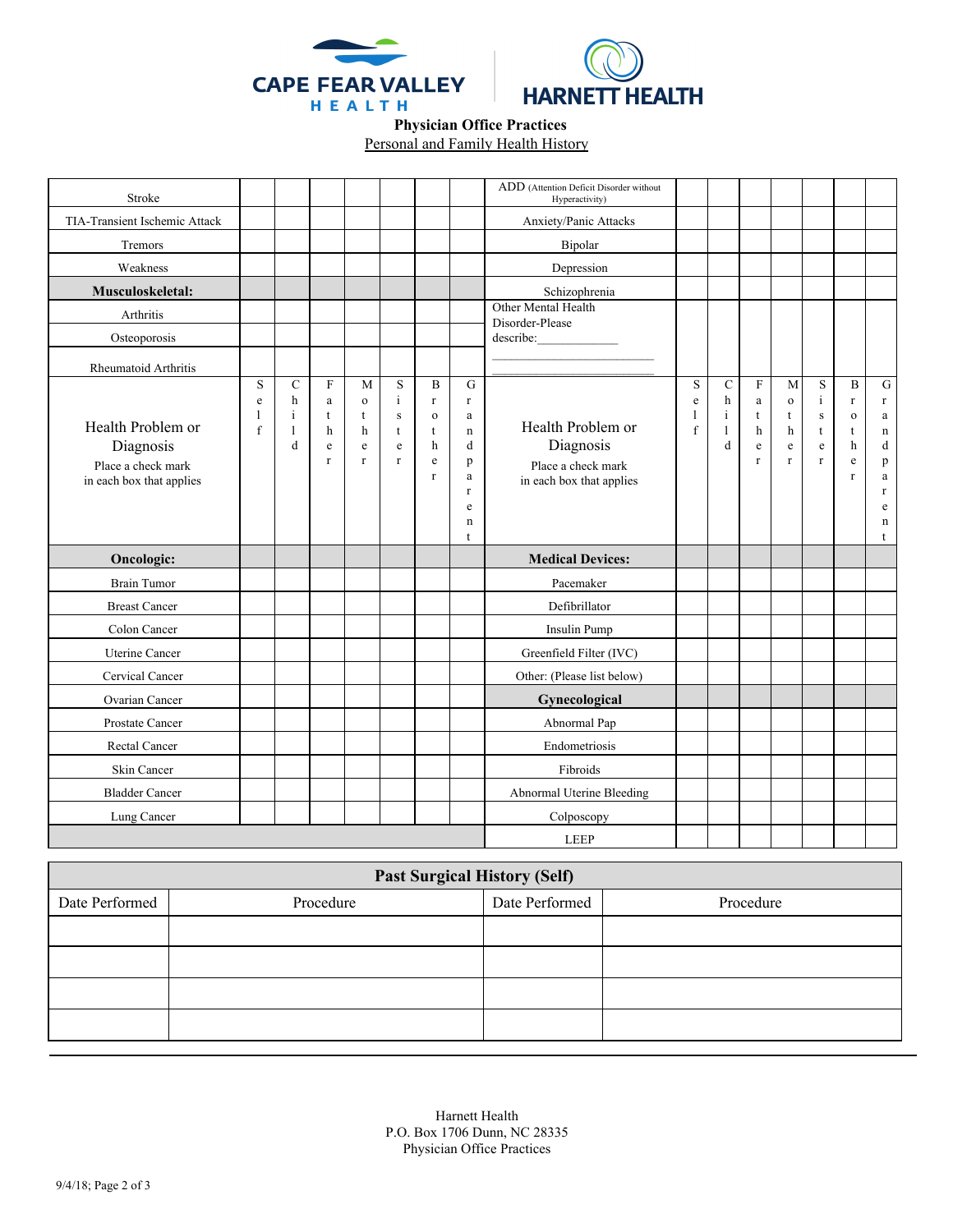**Cape Fear Valley Health | Harnett Health**

**Physician Office Practices**

Personal and Family Health History

| Health Problem or Diagnosis (Place a check mark in each box that applies) | Self | Child | Father | Mother | Sister | Brother | Grandparent | Health Problem or Diagnosis (Place a check mark in each box that applies) | Self | Child | Father | Mother | Sister | Brother | Grandparent |
|---|---|---|---|---|---|---|---|---|---|---|---|---|---|---|---|
| Stroke | | | | | | | | ADD (Attention Deficit Disorder without Hyperactivity) | | | | | | | |
| TIA-Transient Ischemic Attack | | | | | | | | Anxiety/Panic Attacks | | | | | | | |
| Tremors | | | | | | | | Bipolar | | | | | | | |
| Weakness | | | | | | | | Depression | | | | | | | |
| **Musculoskeletal:** | | | | | | | | Schizophrenia | | | | | | | |
| Arthritis | | | | | | | | Other Mental Health Disorder-Please describe:____________ ________________________ ________________________ | | | | | | | |
| Osteoporosis | | | | | | | | | | | | | | | |
| Rheumatoid Arthritis | | | | | | | | | | | | | | | |
| **Oncologic:** | | | | | | | | **Medical Devices:** | | | | | | | |
| Brain Tumor | | | | | | | | Pacemaker | | | | | | | |
| Breast Cancer | | | | | | | | Defibrillator | | | | | | | |
| Colon Cancer | | | | | | | | Insulin Pump | | | | | | | |
| Uterine Cancer | | | | | | | | Greenfield Filter (IVC) | | | | | | | |
| Cervical Cancer | | | | | | | | Other: (Please list below) | | | | | | | |
| Ovarian Cancer | | | | | | | | **Gynecological** | | | | | | | |
| Prostate Cancer | | | | | | | | Abnormal Pap | | | | | | | |
| Rectal Cancer | | | | | | | | Endometriosis | | | | | | | |
| Skin Cancer | | | | | | | | Fibroids | | | | | | | |
| Bladder Cancer | | | | | | | | Abnormal Uterine Bleeding | | | | | | | |
| Lung Cancer | | | | | | | | Colposcopy | | | | | | | |
| | | | | | | | | LEEP | | | | | | | |

| **Past Surgical History (Self)** | | | |
|---|---|---|---|
| Date Performed | Procedure | Date Performed | Procedure |
| | | | |
| | | | |
| | | | |
| | | | |

Harnett Health
P.O. Box 1706 Dunn, NC 28335
Physician Office Practices

9/4/18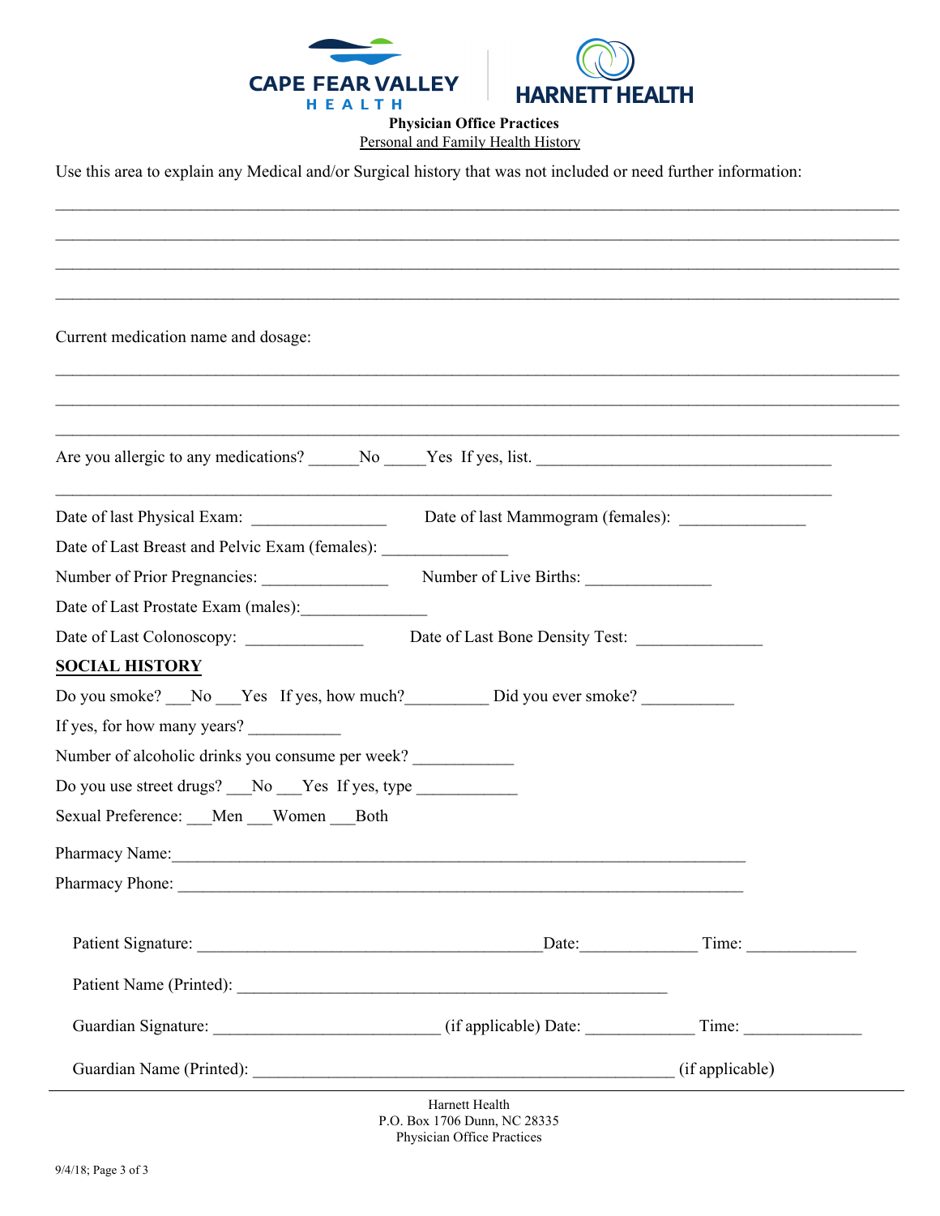CAPE FEAR VALLEY HEALTH | HARNETT HEALTH

**Physician Office Practices**

Personal and Family Health History

Use this area to explain any Medical and/or Surgical history that was not included or need further information:

_______________________________________________________________________________

_______________________________________________________________________________

_______________________________________________________________________________

_______________________________________________________________________________

Current medication name and dosage:

_______________________________________________________________________________

_______________________________________________________________________________

_______________________________________________________________________________

Are you allergic to any medications? ______No _____Yes If yes, list. ___________________________________

_______________________________________________________________________________

Date of last Physical Exam: _______________ Date of last Mammogram (females): ______________

Date of Last Breast and Pelvic Exam (females): ______________

Number of Prior Pregnancies: ______________ Number of Live Births: ______________

Date of Last Prostate Exam (males):______________

Date of Last Colonoscopy: _____________ Date of Last Bone Density Test: ______________

## SOCIAL HISTORY

Do you smoke? ___No ___Yes If yes, how much?_________ Did you ever smoke? __________

If yes, for how many years? __________

Number of alcoholic drinks you consume per week? ___________

Do you use street drugs? ___No ___Yes If yes, type ___________

Sexual Preference: ___Men ___Women ___Both

Pharmacy Name:_________________________________________________________________

Pharmacy Phone: ________________________________________________________________

Patient Signature: ______________________________________Date:_____________ Time: ____________

Patient Name (Printed): ___________________________________________________

Guardian Signature: __________________________ (if applicable) Date: ____________ Time: _____________

Guardian Name (Printed): ________________________________________________ (if applicable)

Harnett Health
P.O. Box 1706 Dunn, NC 28335
Physician Office Practices

9/4/18